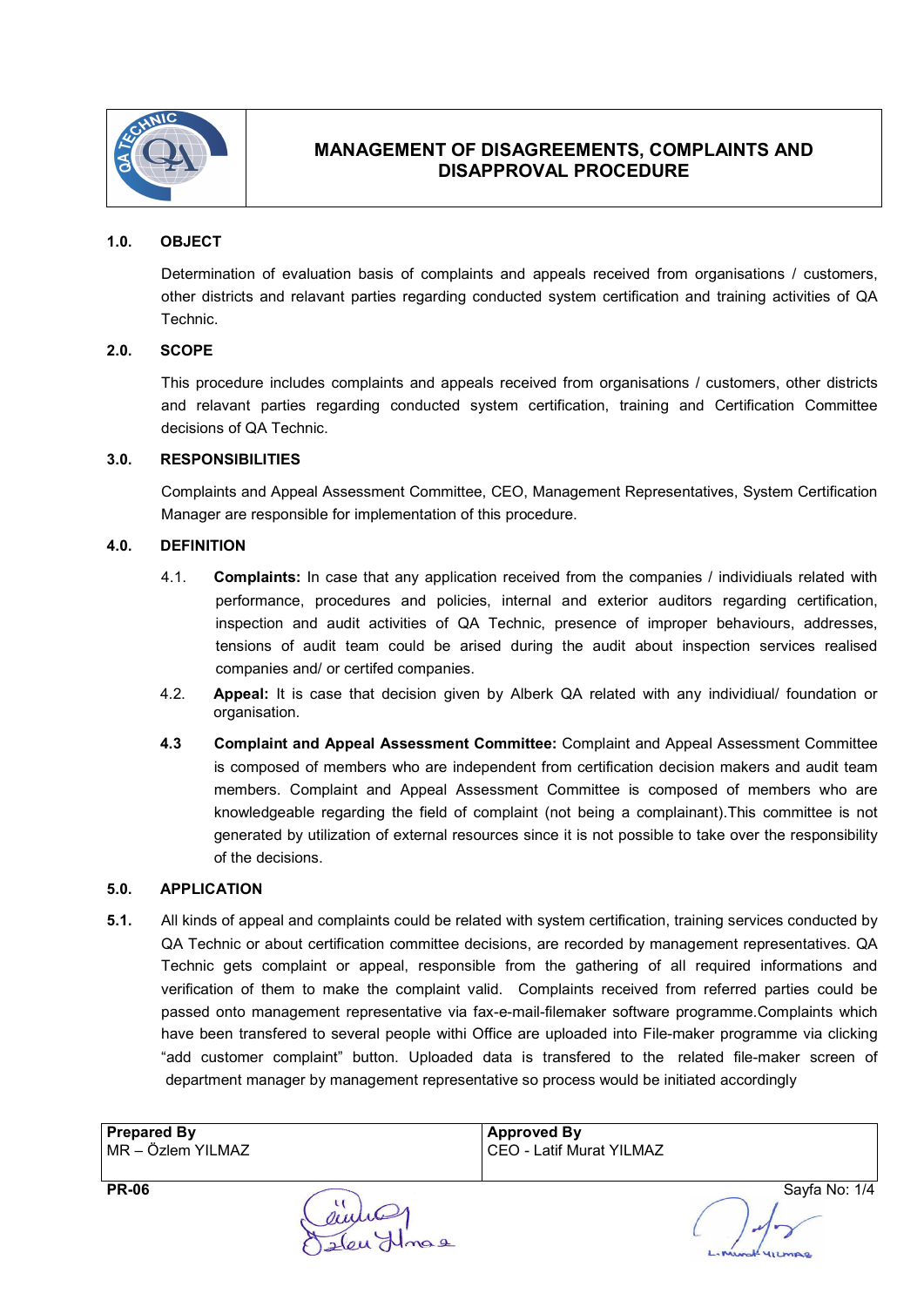# MANAGEMENT OF DISAGREEMENTS, COMPLAINTS AND DISAPPROVAL PROCEDURE

## 1.0. OBJECT

Determination of evaluation basis of complaints and appeals received from organisations / customers, other districts and relavant parties regarding conducted system certification and training activities of QA Technic.

## 2.0. SCOPE

This procedure includes complaints and appeals received from organisations / customers, other districts and relavant parties regarding conducted system certification, training and Certification Committee decisions of QA Technic.

## 3.0. RESPONSIBILITIES

Complaints and Appeal Assessment Committee, CEO, Management Representatives, System Certification Manager are responsible for implementation of this procedure.

## 4.0. DEFINITION

4.1. **Complaints:** In case that any application received from the companies / individiuals related with performance, procedures and policies, internal and exterior auditors regarding certification, inspection and audit activities of QA Technic, presence of improper behaviours, addresses, tensions of audit team could be arised during the audit about inspection services realised companies and/ or certifed companies.

4.2. **Appeal:** It is case that decision given by Alberk QA related with any individiual/ foundation or organisation.

**4.3** **Complaint and Appeal Assessment Committee:** Complaint and Appeal Assessment Committee is composed of members who are independent from certification decision makers and audit team members. Complaint and Appeal Assessment Committee is composed of members who are knowledgeable regarding the field of complaint (not being a complainant).This committee is not generated by utilization of external resources since it is not possible to take over the responsibility of the decisions.

## 5.0. APPLICATION

**5.1.** All kinds of appeal and complaints could be related with system certification, training services conducted by QA Technic or about certification committee decisions, are recorded by management representatives. QA Technic gets complaint or appeal, responsible from the gathering of all required informations and verification of them to make the complaint valid. Complaints received from referred parties could be passed onto management representative via fax-e-mail-filemaker software programme.Complaints which have been transfered to several people withi Office are uploaded into File-maker programme via clicking “add customer complaint” button. Uploaded data is transfered to the related file-maker screen of department manager by management representative so process would be initiated accordingly

| Prepared By | Approved By |
|---|---|
| MR – Özlem YILMAZ | CEO - Latif Murat YILMAZ |

PR-06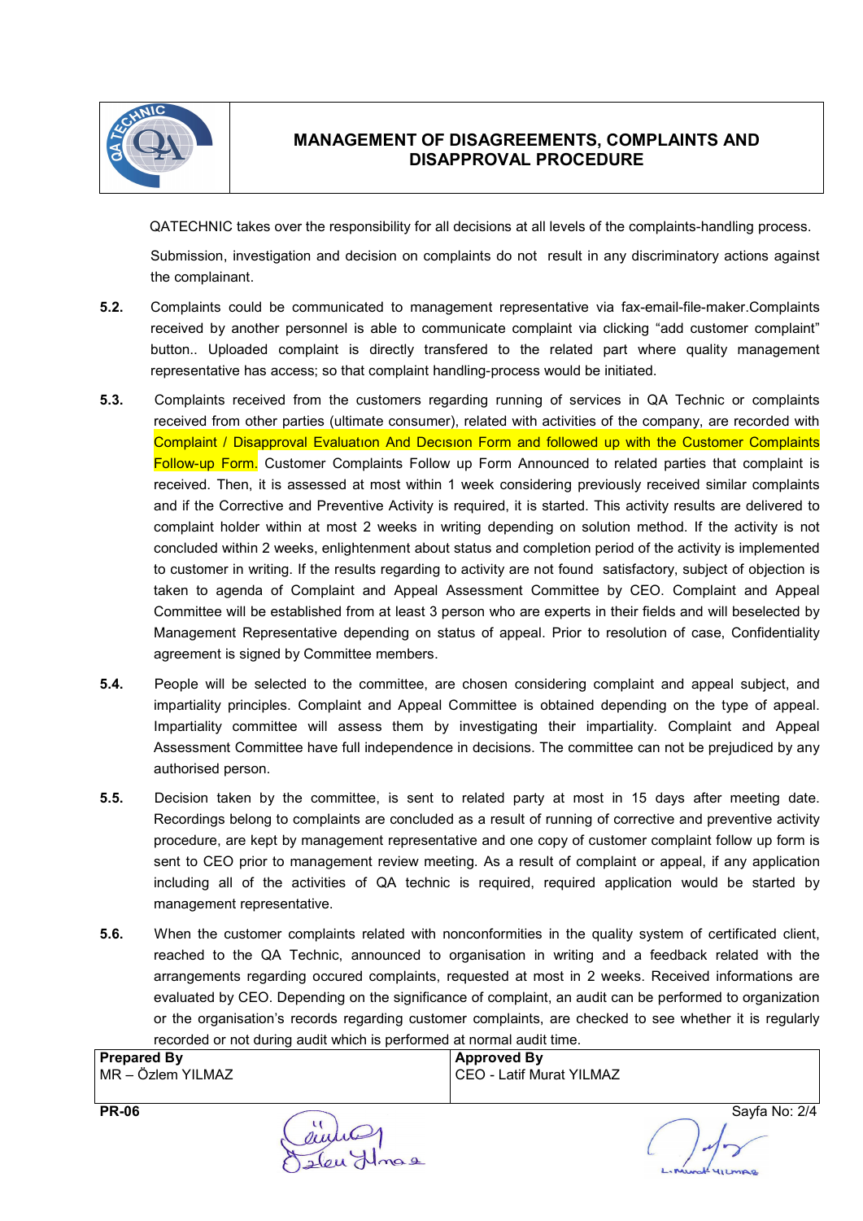QATECHNIC takes over the responsibility for all decisions at all levels of the complaints-handling process.

Submission, investigation and decision on complaints do not result in any discriminatory actions against the complainant.

**5.2.** Complaints could be communicated to management representative via fax-email-file-maker.Complaints received by another personnel is able to communicate complaint via clicking “add customer complaint” button.. Uploaded complaint is directly transfered to the related part where quality management representative has access; so that complaint handling-process would be initiated.

**5.3.** Complaints received from the customers regarding running of services in QA Technic or complaints received from other parties (ultimate consumer), related with activities of the company, are recorded with Complaint / Disapproval Evaluatıon And Decısıon Form and followed up with the Customer Complaints Follow-up Form. Customer Complaints Follow up Form Announced to related parties that complaint is received. Then, it is assessed at most within 1 week considering previously received similar complaints and if the Corrective and Preventive Activity is required, it is started. This activity results are delivered to complaint holder within at most 2 weeks in writing depending on solution method. If the activity is not concluded within 2 weeks, enlightenment about status and completion period of the activity is implemented to customer in writing. If the results regarding to activity are not found satisfactory, subject of objection is taken to agenda of Complaint and Appeal Assessment Committee by CEO. Complaint and Appeal Committee will be established from at least 3 person who are experts in their fields and will beselected by Management Representative depending on status of appeal. Prior to resolution of case, Confidentiality agreement is signed by Committee members.

**5.4.** People will be selected to the committee, are chosen considering complaint and appeal subject, and impartiality principles. Complaint and Appeal Committee is obtained depending on the type of appeal. Impartiality committee will assess them by investigating their impartiality. Complaint and Appeal Assessment Committee have full independence in decisions. The committee can not be prejudiced by any authorised person.

**5.5.** Decision taken by the committee, is sent to related party at most in 15 days after meeting date. Recordings belong to complaints are concluded as a result of running of corrective and preventive activity procedure, are kept by management representative and one copy of customer complaint follow up form is sent to CEO prior to management review meeting. As a result of complaint or appeal, if any application including all of the activities of QA technic is required, required application would be started by management representative.

**5.6.** When the customer complaints related with nonconformities in the quality system of certificated client, reached to the QA Technic, announced to organisation in writing and a feedback related with the arrangements regarding occured complaints, requested at most in 2 weeks. Received informations are evaluated by CEO. Depending on the significance of complaint, an audit can be performed to organization or the organisation’s records regarding customer complaints, are checked to see whether it is regularly recorded or not during audit which is performed at normal audit time.

| Prepared By | Approved By |
|---|---|
| MR – Özlem YILMAZ | CEO - Latif Murat YILMAZ |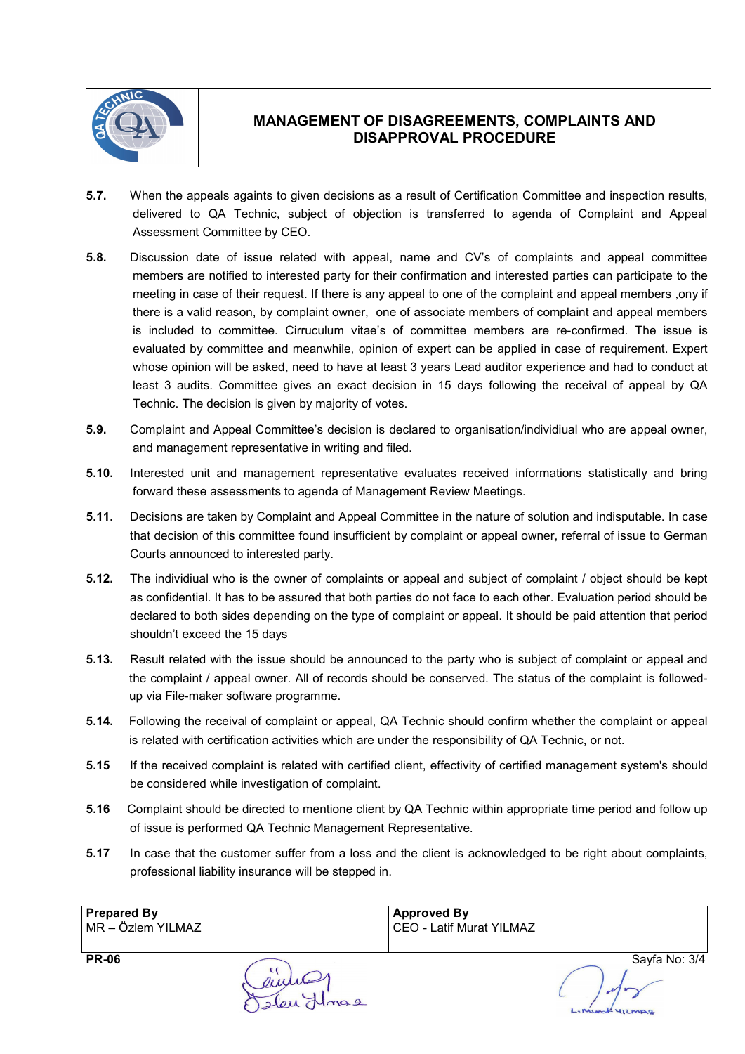**5.7.** When the appeals againts to given decisions as a result of Certification Committee and inspection results, delivered to QA Technic, subject of objection is transferred to agenda of Complaint and Appeal Assessment Committee by CEO.

**5.8.** Discussion date of issue related with appeal, name and CV's of complaints and appeal committee members are notified to interested party for their confirmation and interested parties can participate to the meeting in case of their request. If there is any appeal to one of the complaint and appeal members ,ony if there is a valid reason, by complaint owner, one of associate members of complaint and appeal members is included to committee. Cirruculum vitae's of committee members are re-confirmed. The issue is evaluated by committee and meanwhile, opinion of expert can be applied in case of requirement. Expert whose opinion will be asked, need to have at least 3 years Lead auditor experience and had to conduct at least 3 audits. Committee gives an exact decision in 15 days following the receival of appeal by QA Technic. The decision is given by majority of votes.

**5.9.** Complaint and Appeal Committee's decision is declared to organisation/individiual who are appeal owner, and management representative in writing and filed.

**5.10.** Interested unit and management representative evaluates received informations statistically and bring forward these assessments to agenda of Management Review Meetings.

**5.11.** Decisions are taken by Complaint and Appeal Committee in the nature of solution and indisputable. In case that decision of this committee found insufficient by complaint or appeal owner, referral of issue to German Courts announced to interested party.

**5.12.** The individiual who is the owner of complaints or appeal and subject of complaint / object should be kept as confidential. It has to be assured that both parties do not face to each other. Evaluation period should be declared to both sides depending on the type of complaint or appeal. It should be paid attention that period shouldn't exceed the 15 days

**5.13.** Result related with the issue should be announced to the party who is subject of complaint or appeal and the complaint / appeal owner. All of records should be conserved. The status of the complaint is followed-up via File-maker software programme.

**5.14.** Following the receival of complaint or appeal, QA Technic should confirm whether the complaint or appeal is related with certification activities which are under the responsibility of QA Technic, or not.

**5.15** If the received complaint is related with certified client, effectivity of certified management system's should be considered while investigation of complaint.

**5.16** Complaint should be directed to mentione client by QA Technic within appropriate time period and follow up of issue is performed QA Technic Management Representative.

**5.17** In case that the customer suffer from a loss and the client is acknowledged to be right about complaints, professional liability insurance will be stepped in.

| Prepared By | Approved By |
|---|---|
| MR – Özlem YILMAZ | CEO - Latif Murat YILMAZ |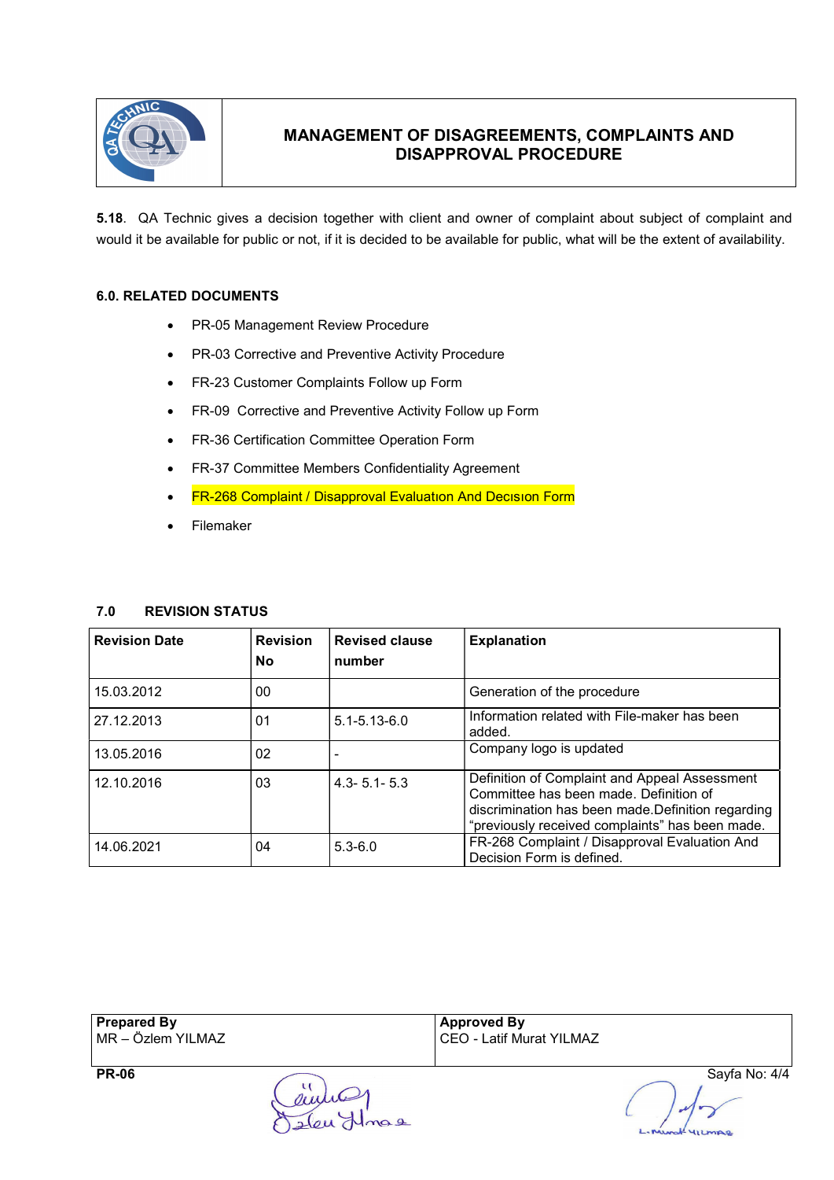**5.18**. QA Technic gives a decision together with client and owner of complaint about subject of complaint and would it be available for public or not, if it is decided to be available for public, what will be the extent of availability.

**6.0. RELATED DOCUMENTS**

- PR-05 Management Review Procedure
- PR-03 Corrective and Preventive Activity Procedure
- FR-23 Customer Complaints Follow up Form
- FR-09 Corrective and Preventive Activity Follow up Form
- FR-36 Certification Committee Operation Form
- FR-37 Committee Members Confidentiality Agreement
- FR-268 Complaint / Disapproval Evaluatıon And Decısıon Form
- Filemaker

**7.0 REVISION STATUS**

| Revision Date | Revision No | Revised clause number | Explanation |
|---|---|---|---|
| 15.03.2012 | 00 | | Generation of the procedure |
| 27.12.2013 | 01 | 5.1-5.13-6.0 | Information related with File-maker has been added. |
| 13.05.2016 | 02 | - | Company logo is updated |
| 12.10.2016 | 03 | 4.3- 5.1- 5.3 | Definition of Complaint and Appeal Assessment Committee has been made. Definition of discrimination has been made.Definition regarding "previously received complaints" has been made. |
| 14.06.2021 | 04 | 5.3-6.0 | FR-268 Complaint / Disapproval Evaluation And Decision Form is defined. |

| Prepared By | Approved By |
|---|---|
| MR – Özlem YILMAZ | CEO - Latif Murat YILMAZ |

PR-06